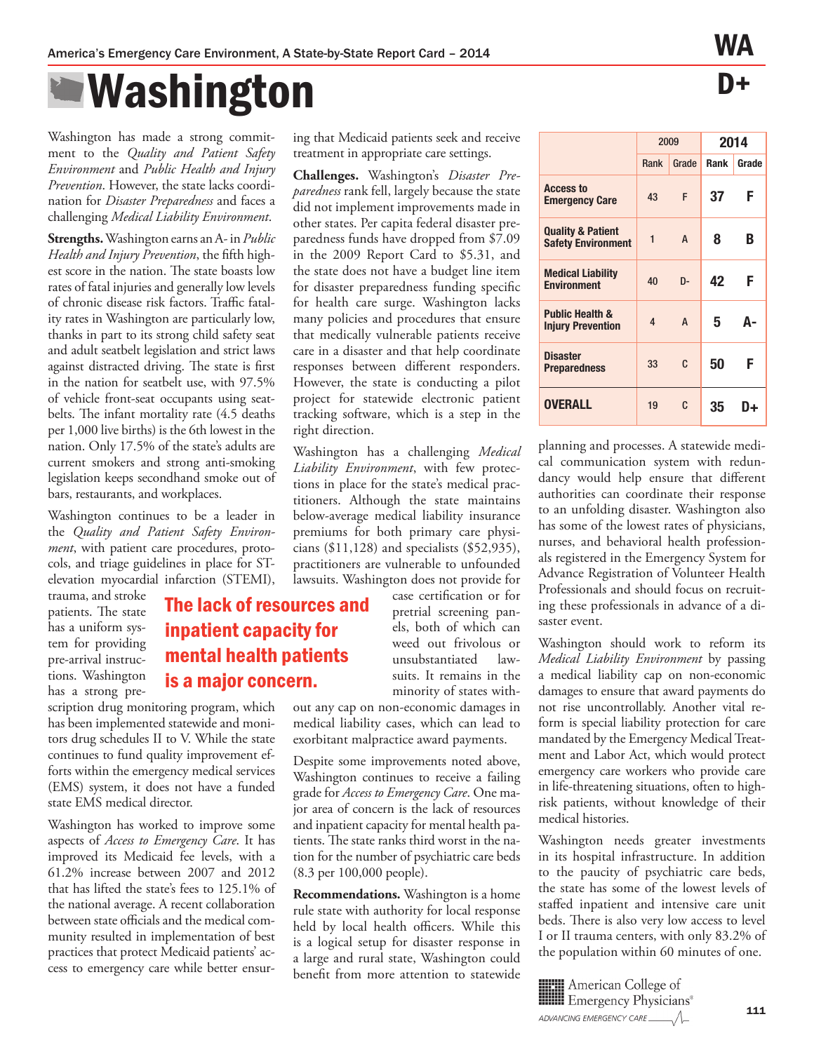# Washington

**WA**

**D+**

Washington has made a strong commitment to the *Quality and Patient Safety Environment* and *Public Health and Injury Prevention*. However, the state lacks coordination for *Disaster Preparedness* and faces a challenging *Medical Liability Environment*.

**Strengths.** Washington earns an A- in *Public Health and Injury Prevention*, the fifth highest score in the nation. The state boasts low rates of fatal injuries and generally low levels of chronic disease risk factors. Traffic fatality rates in Washington are particularly low, thanks in part to its strong child safety seat and adult seatbelt legislation and strict laws against distracted driving. The state is first in the nation for seatbelt use, with 97.5% of vehicle front-seat occupants using seatbelts. The infant mortality rate (4.5 deaths per 1,000 live births) is the 6th lowest in the nation. Only 17.5% of the state's adults are current smokers and strong anti-smoking legislation keeps secondhand smoke out of bars, restaurants, and workplaces.

Washington continues to be a leader in the *Quality and Patient Safety Environment*, with patient care procedures, protocols, and triage guidelines in place for ST-elevation myocardial infarction (STEMI), trauma, and stroke patients. The state has a uniform system for providing pre-arrival instructions. Washington has a strong prescription drug monitoring program, which has been implemented statewide and monitors drug schedules II to V. While the state continues to fund quality improvement efforts within the emergency medical services (EMS) system, it does not have a funded state EMS medical director.

**The lack of resources and inpatient capacity for mental health patients is a major concern.**

Washington has worked to improve some aspects of *Access to Emergency Care*. It has improved its Medicaid fee levels, with a 61.2% increase between 2007 and 2012 that has lifted the state's fees to 125.1% of the national average. A recent collaboration between state officials and the medical community resulted in implementation of best practices that protect Medicaid patients' access to emergency care while better ensuring that Medicaid patients seek and receive treatment in appropriate care settings.

**Challenges.** Washington's *Disaster Preparedness* rank fell, largely because the state did not implement improvements made in other states. Per capita federal disaster preparedness funds have dropped from $7.09 in the 2009 Report Card to $5.31, and the state does not have a budget line item for disaster preparedness funding specific for health care surge. Washington lacks many policies and procedures that ensure that medically vulnerable patients receive care in a disaster and that help coordinate responses between different responders. However, the state is conducting a pilot project for statewide electronic patient tracking software, which is a step in the right direction.

Washington has a challenging *Medical Liability Environment*, with few protections in place for the state's medical practitioners. Although the state maintains below-average medical liability insurance premiums for both primary care physicians ($11,128) and specialists ($52,935), practitioners are vulnerable to unfounded lawsuits. Washington does not provide for case certification or for pretrial screening panels, both of which can weed out frivolous or unsubstantiated lawsuits. It remains in the minority of states without any cap on non-economic damages in medical liability cases, which can lead to exorbitant malpractice award payments.

Despite some improvements noted above, Washington continues to receive a failing grade for *Access to Emergency Care*. One major area of concern is the lack of resources and inpatient capacity for mental health patients. The state ranks third worst in the nation for the number of psychiatric care beds (8.3 per 100,000 people).

**Recommendations.** Washington is a home rule state with authority for local response held by local health officers. While this is a logical setup for disaster response in a large and rural state, Washington could benefit from more attention to statewide planning and processes. A statewide medical communication system with redundancy would help ensure that different authorities can coordinate their response to an unfolding disaster. Washington also has some of the lowest rates of physicians, nurses, and behavioral health professionals registered in the Emergency System for Advance Registration of Volunteer Health Professionals and should focus on recruiting these professionals in advance of a disaster event.

Washington should work to reform its *Medical Liability Environment* by passing a medical liability cap on non-economic damages to ensure that award payments do not rise uncontrollably. Another vital reform is special liability protection for care mandated by the Emergency Medical Treatment and Labor Act, which would protect emergency care workers who provide care in life-threatening situations, often to high-risk patients, without knowledge of their medical histories.

Washington needs greater investments in its hospital infrastructure. In addition to the paucity of psychiatric care beds, the state has some of the lowest levels of staffed inpatient and intensive care unit beds. There is also very low access to level I or II trauma centers, with only 83.2% of the population within 60 minutes of one.

| | 2009 | | 2014 | |
|---|---|---|---|---|
| | Rank | Grade | Rank | Grade |
| **Access to Emergency Care** | 43 | F | 37 | F |
| **Quality & Patient Safety Environment** | 1 | A | 8 | B |
| **Medical Liability Environment** | 40 | D- | 42 | F |
| **Public Health & Injury Prevention** | 4 | A | 5 | A- |
| **Disaster Preparedness** | 33 | C | 50 | F |
| **OVERALL** | 19 | C | 35 | D+ |

American College of Emergency Physicians®
ADVANCING EMERGENCY CARE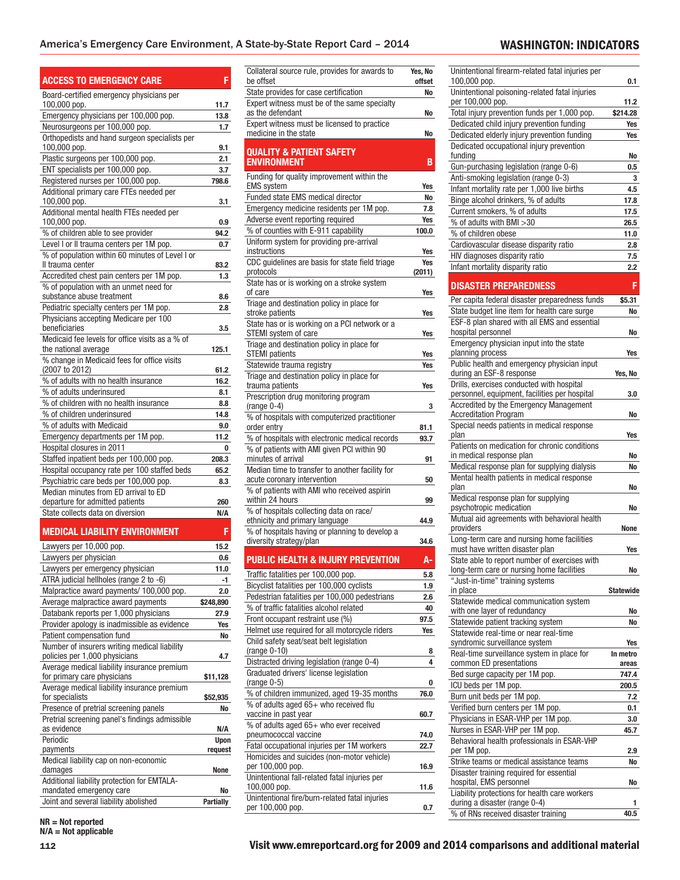# WASHINGTON: INDICATORS

## ACCESS TO EMERGENCY CARE — F

| | |
|---|---|
| Board-certified emergency physicians per 100,000 pop. | 11.7 |
| Emergency physicians per 100,000 pop. | 13.8 |
| Neurosurgeons per 100,000 pop. | 1.7 |
| Orthopedists and hand surgeon specialists per 100,000 pop. | 9.1 |
| Plastic surgeons per 100,000 pop. | 2.1 |
| ENT specialists per 100,000 pop. | 3.7 |
| Registered nurses per 100,000 pop. | 798.6 |
| Additional primary care FTEs needed per 100,000 pop. | 3.1 |
| Additional mental health FTEs needed per 100,000 pop. | 0.9 |
| % of children able to see provider | 94.2 |
| Level I or II trauma centers per 1M pop. | 0.7 |
| % of population within 60 minutes of Level I or II trauma center | 83.2 |
| Accredited chest pain centers per 1M pop. | 1.3 |
| % of population with an unmet need for substance abuse treatment | 8.6 |
| Pediatric specialty centers per 1M pop. | 2.8 |
| Physicians accepting Medicare per 100 beneficiaries | 3.5 |
| Medicaid fee levels for office visits as a % of the national average | 125.1 |
| % change in Medicaid fees for office visits (2007 to 2012) | 61.2 |
| % of adults with no health insurance | 16.2 |
| % of adults underinsured | 8.1 |
| % of children with no health insurance | 8.8 |
| % of children underinsured | 14.8 |
| % of adults with Medicaid | 9.0 |
| Emergency departments per 1M pop. | 11.2 |
| Hospital closures in 2011 | 0 |
| Staffed inpatient beds per 100,000 pop. | 208.3 |
| Hospital occupancy rate per 100 staffed beds | 65.2 |
| Psychiatric care beds per 100,000 pop. | 8.3 |
| Median minutes from ED arrival to ED departure for admitted patients | 260 |
| State collects data on diversion | N/A |

## MEDICAL LIABILITY ENVIRONMENT — F

| | |
|---|---|
| Lawyers per 10,000 pop. | 15.2 |
| Lawyers per physician | 0.6 |
| Lawyers per emergency physician | 11.0 |
| ATRA judicial hellholes (range 2 to -6) | -1 |
| Malpractice award payments/ 100,000 pop. | 2.0 |
| Average malpractice award payments | $248,890 |
| Databank reports per 1,000 physicians | 27.9 |
| Provider apology is inadmissible as evidence | Yes |
| Patient compensation fund | No |
| Number of insurers writing medical liability policies per 1,000 physicians | 4.7 |
| Average medical liability insurance premium for primary care physicians | $11,128 |
| Average medical liability insurance premium for specialists | $52,935 |
| Presence of pretrial screening panels | No |
| Pretrial screening panel's findings admissible as evidence | N/A |
| Periodic payments | Upon request |
| Medical liability cap on non-economic damages | None |
| Additional liability protection for EMTALA-mandated emergency care | No |
| Joint and several liability abolished | Partially |
| Collateral source rule, provides for awards to be offset | Yes, No offset |
| State provides for case certification | No |
| Expert witness must be of the same specialty as the defendant | No |
| Expert witness must be licensed to practice medicine in the state | No |

## QUALITY & PATIENT SAFETY ENVIRONMENT — B

| | |
|---|---|
| Funding for quality improvement within the EMS system | Yes |
| Funded state EMS medical director | No |
| Emergency medicine residents per 1M pop. | 7.8 |
| Adverse event reporting required | Yes |
| % of counties with E-911 capability | 100.0 |
| Uniform system for providing pre-arrival instructions | Yes |
| CDC guidelines are basis for state field triage protocols | Yes (2011) |
| State has or is working on a stroke system of care | Yes |
| Triage and destination policy in place for stroke patients | Yes |
| State has or is working on a PCI network or a STEMI system of care | Yes |
| Triage and destination policy in place for STEMI patients | Yes |
| Statewide trauma registry | Yes |
| Triage and destination policy in place for trauma patients | Yes |
| Prescription drug monitoring program (range 0-4) | 3 |
| % of hospitals with computerized practitioner order entry | 81.1 |
| % of hospitals with electronic medical records | 93.7 |
| % of patients with AMI given PCI within 90 minutes of arrival | 91 |
| Median time to transfer to another facility for acute coronary intervention | 50 |
| % of patients with AMI who received aspirin within 24 hours | 99 |
| % of hospitals collecting data on race/ ethnicity and primary language | 44.9 |
| % of hospitals having or planning to develop a diversity strategy/plan | 34.6 |

## PUBLIC HEALTH & INJURY PREVENTION — A-

| | |
|---|---|
| Traffic fatalities per 100,000 pop. | 5.8 |
| Bicyclist fatalities per 100,000 cyclists | 1.9 |
| Pedestrian fatalities per 100,000 pedestrians | 2.6 |
| % of traffic fatalities alcohol related | 40 |
| Front occupant restraint use (%) | 97.5 |
| Helmet use required for all motorcycle riders | Yes |
| Child safety seat/seat belt legislation (range 0-10) | 8 |
| Distracted driving legislation (range 0-4) | 4 |
| Graduated drivers' license legislation (range 0-5) | 0 |
| % of children immunized, aged 19-35 months | 76.0 |
| % of adults aged 65+ who received flu vaccine in past year | 60.7 |
| % of adults aged 65+ who ever received pneumococcal vaccine | 74.0 |
| Fatal occupational injuries per 1M workers | 22.7 |
| Homicides and suicides (non-motor vehicle) per 100,000 pop. | 16.9 |
| Unintentional fall-related fatal injuries per 100,000 pop. | 11.6 |
| Unintentional fire/burn-related fatal injuries per 100,000 pop. | 0.7 |
| Unintentional firearm-related fatal injuries per 100,000 pop. | 0.1 |
| Unintentional poisoning-related fatal injuries per 100,000 pop. | 11.2 |
| Total injury prevention funds per 1,000 pop. | $214.28 |
| Dedicated child injury prevention funding | Yes |
| Dedicated elderly injury prevention funding | Yes |
| Dedicated occupational injury prevention funding | No |
| Gun-purchasing legislation (range 0-6) | 0.5 |
| Anti-smoking legislation (range 0-3) | 3 |
| Infant mortality rate per 1,000 live births | 4.5 |
| Binge alcohol drinkers, % of adults | 17.8 |
| Current smokers, % of adults | 17.5 |
| % of adults with BMI >30 | 26.5 |
| % of children obese | 11.0 |
| Cardiovascular disease disparity ratio | 2.8 |
| HIV diagnoses disparity ratio | 7.5 |
| Infant mortality disparity ratio | 2.2 |

## DISASTER PREPAREDNESS — F

| | |
|---|---|
| Per capita federal disaster preparedness funds | $5.31 |
| State budget line item for health care surge | No |
| ESF-8 plan shared with all EMS and essential hospital personnel | No |
| Emergency physician input into the state planning process | Yes |
| Public health and emergency physician input during an ESF-8 response | Yes, No |
| Drills, exercises conducted with hospital personnel, equipment, facilities per hospital | 3.0 |
| Accredited by the Emergency Management Accreditation Program | No |
| Special needs patients in medical response plan | Yes |
| Patients on medication for chronic conditions in medical response plan | No |
| Medical response plan for supplying dialysis | No |
| Mental health patients in medical response plan | No |
| Medical response plan for supplying psychotropic medication | No |
| Mutual aid agreements with behavioral health providers | None |
| Long-term care and nursing home facilities must have written disaster plan | Yes |
| State able to report number of exercises with long-term care or nursing home facilities | No |
| "Just-in-time" training systems in place | Statewide |
| Statewide medical communication system with one layer of redundancy | No |
| Statewide patient tracking system | No |
| Statewide real-time or near real-time syndromic surveillance system | Yes |
| Real-time surveillance system in place for common ED presentations | In metro areas |
| Bed surge capacity per 1M pop. | 747.4 |
| ICU beds per 1M pop. | 200.5 |
| Burn unit beds per 1M pop. | 7.2 |
| Verified burn centers per 1M pop. | 0.1 |
| Physicians in ESAR-VHP per 1M pop. | 3.0 |
| Nurses in ESAR-VHP per 1M pop. | 45.7 |
| Behavioral health professionals in ESAR-VHP per 1M pop. | 2.9 |
| Strike teams or medical assistance teams | No |
| Disaster training required for essential hospital, EMS personnel | No |
| Liability protections for health care workers during a disaster (range 0-4) | 1 |
| % of RNs received disaster training | 40.5 |

**NR = Not reported**
**N/A = Not applicable**

**Visit www.emreportcard.org for 2009 and 2014 comparisons and additional material**